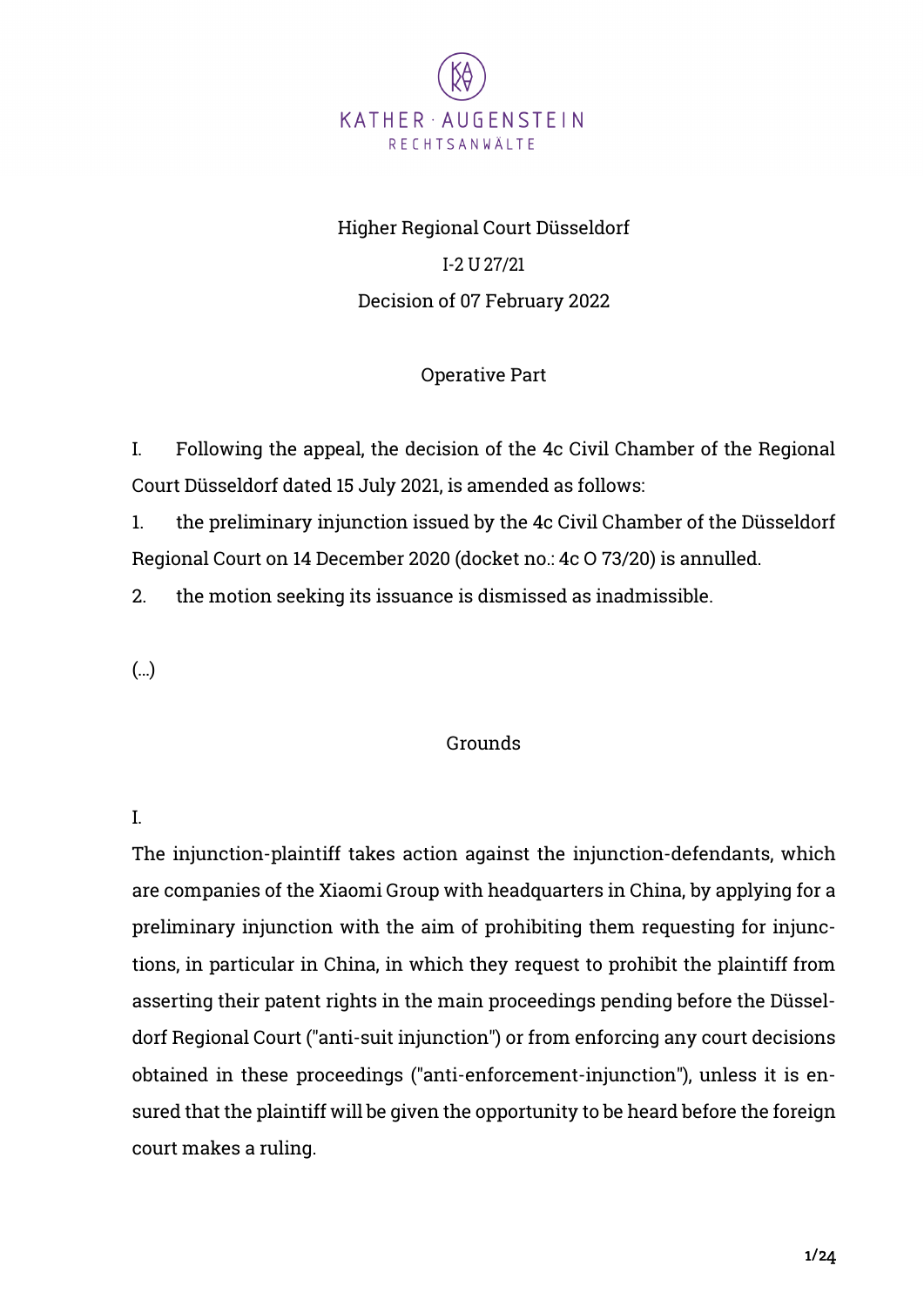Higher Regional Court Düsseldorf

I-2 U 27/21

Decision of 07 February 2022

## Operative Part

I. Following the appeal, the decision of the 4c Civil Chamber of the Regional Court Düsseldorf dated 15 July 2021, is amended as follows:

1. the preliminary injunction issued by the 4c Civil Chamber of the Düsseldorf Regional Court on 14 December 2020 (docket no.: 4c O 73/20) is annulled.

2. the motion seeking its issuance is dismissed as inadmissible.

(...)

## Grounds

I.

The injunction-plaintiff takes action against the injunction-defendants, which are companies of the Xiaomi Group with headquarters in China, by applying for a preliminary injunction with the aim of prohibiting them requesting for injunctions, in particular in China, in which they request to prohibit the plaintiff from asserting their patent rights in the main proceedings pending before the Düsseldorf Regional Court ("anti-suit injunction") or from enforcing any court decisions obtained in these proceedings ("anti-enforcement-injunction"), unless it is ensured that the plaintiff will be given the opportunity to be heard before the foreign court makes a ruling.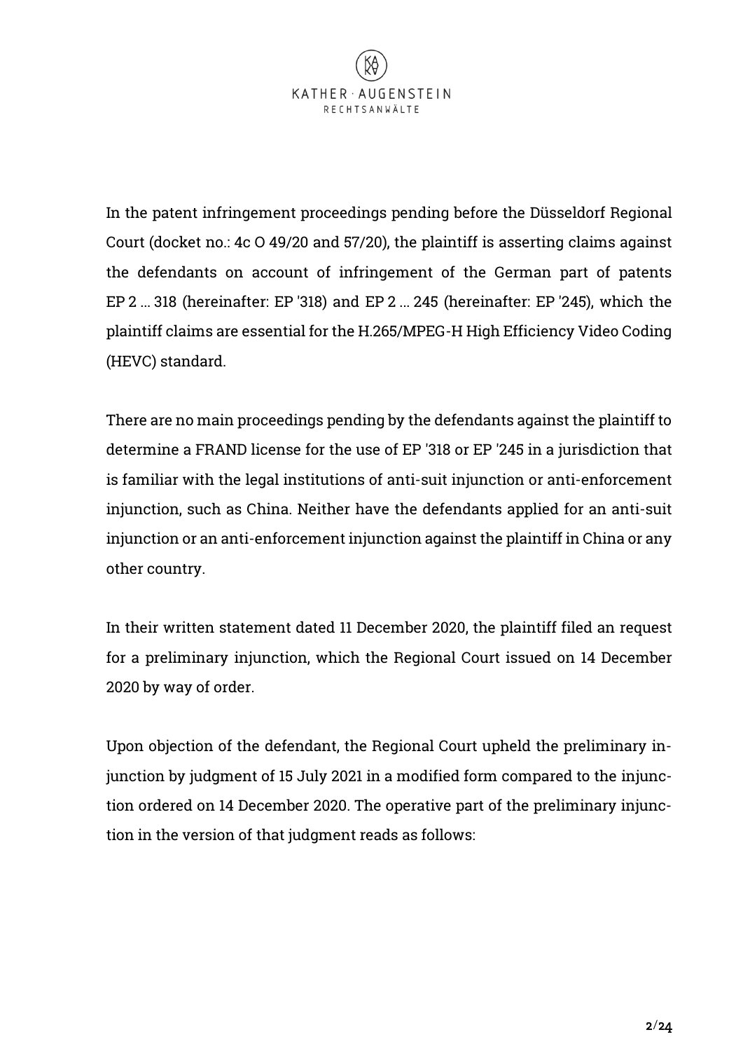In the patent infringement proceedings pending before the Düsseldorf Regional Court (docket no.: 4c O 49/20 and 57/20), the plaintiff is asserting claims against the defendants on account of infringement of the German part of patents EP 2 ... 318 (hereinafter: EP '318) and EP 2 ... 245 (hereinafter: EP '245), which the plaintiff claims are essential for the H.265/MPEG-H High Efficiency Video Coding (HEVC) standard.

There are no main proceedings pending by the defendants against the plaintiff to determine a FRAND license for the use of EP '318 or EP '245 in a jurisdiction that is familiar with the legal institutions of anti-suit injunction or anti-enforcement injunction, such as China. Neither have the defendants applied for an anti-suit injunction or an anti-enforcement injunction against the plaintiff in China or any other country.

In their written statement dated 11 December 2020, the plaintiff filed an request for a preliminary injunction, which the Regional Court issued on 14 December 2020 by way of order.

Upon objection of the defendant, the Regional Court upheld the preliminary injunction by judgment of 15 July 2021 in a modified form compared to the injunction ordered on 14 December 2020. The operative part of the preliminary injunction in the version of that judgment reads as follows: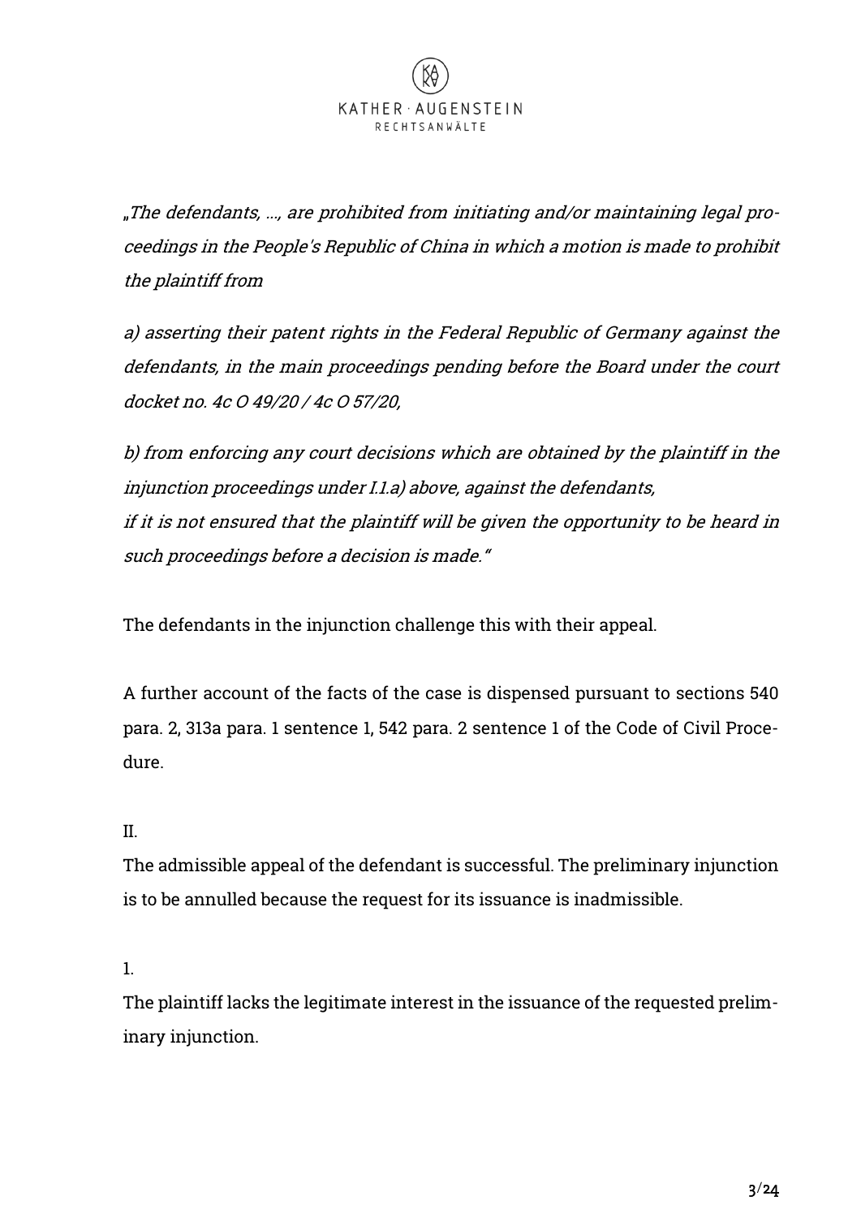„*The defendants, ..., are prohibited from initiating and/or maintaining legal proceedings in the People's Republic of China in which a motion is made to prohibit the plaintiff from*

*a) asserting their patent rights in the Federal Republic of Germany against the defendants, in the main proceedings pending before the Board under the court docket no. 4c O 49/20 / 4c O 57/20,*

*b) from enforcing any court decisions which are obtained by the plaintiff in the injunction proceedings under I.1.a) above, against the defendants,*
*if it is not ensured that the plaintiff will be given the opportunity to be heard in such proceedings before a decision is made.*"

The defendants in the injunction challenge this with their appeal.

A further account of the facts of the case is dispensed pursuant to sections 540 para. 2, 313a para. 1 sentence 1, 542 para. 2 sentence 1 of the Code of Civil Procedure.

II.

The admissible appeal of the defendant is successful. The preliminary injunction is to be annulled because the request for its issuance is inadmissible.

1.

The plaintiff lacks the legitimate interest in the issuance of the requested preliminary injunction.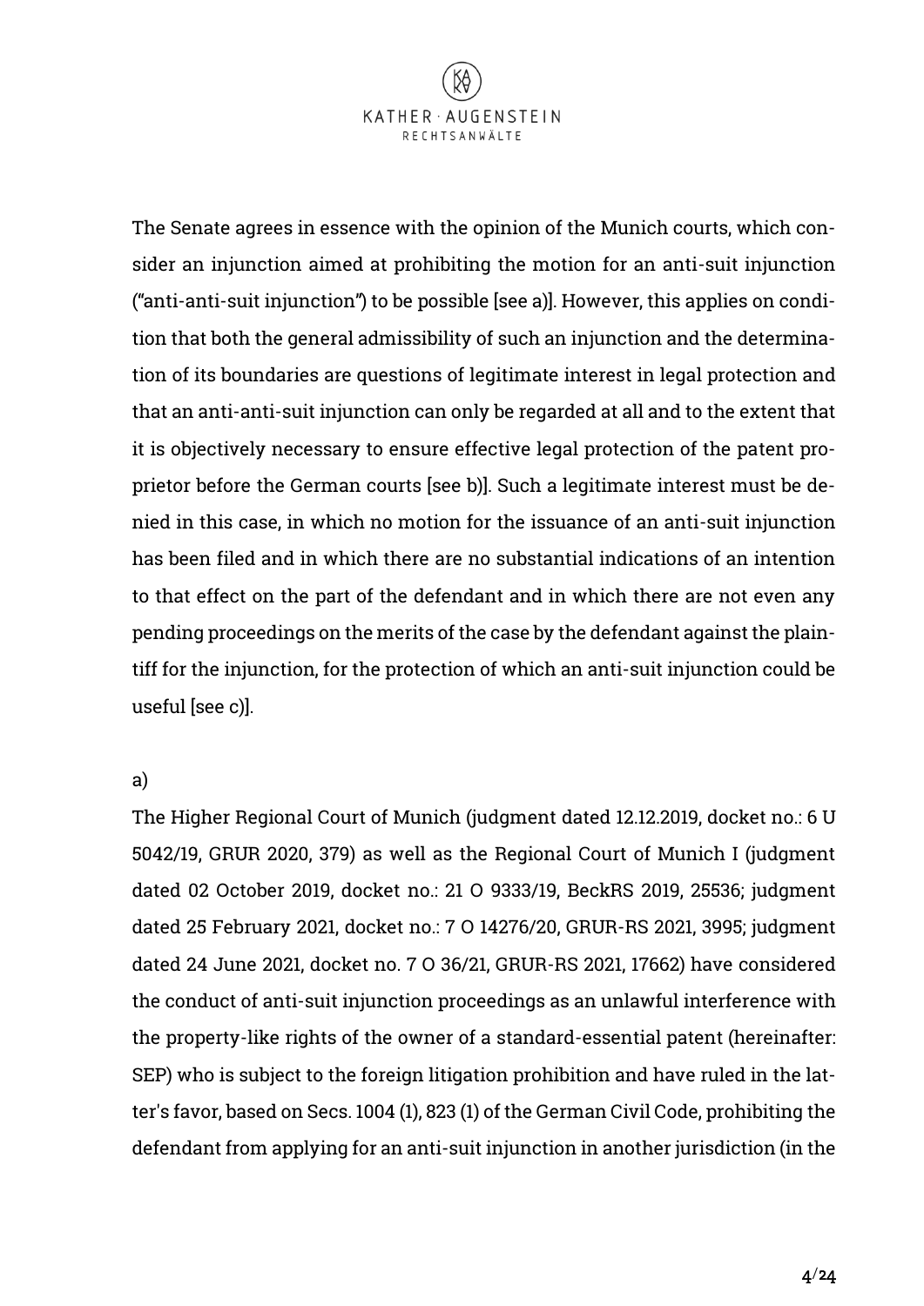The Senate agrees in essence with the opinion of the Munich courts, which consider an injunction aimed at prohibiting the motion for an anti-suit injunction ("anti-anti-suit injunction") to be possible [see a)]. However, this applies on condition that both the general admissibility of such an injunction and the determination of its boundaries are questions of legitimate interest in legal protection and that an anti-anti-suit injunction can only be regarded at all and to the extent that it is objectively necessary to ensure effective legal protection of the patent proprietor before the German courts [see b)]. Such a legitimate interest must be denied in this case, in which no motion for the issuance of an anti-suit injunction has been filed and in which there are no substantial indications of an intention to that effect on the part of the defendant and in which there are not even any pending proceedings on the merits of the case by the defendant against the plaintiff for the injunction, for the protection of which an anti-suit injunction could be useful [see c)].

a)

The Higher Regional Court of Munich (judgment dated 12.12.2019, docket no.: 6 U 5042/19, GRUR 2020, 379) as well as the Regional Court of Munich I (judgment dated 02 October 2019, docket no.: 21 O 9333/19, BeckRS 2019, 25536; judgment dated 25 February 2021, docket no.: 7 O 14276/20, GRUR-RS 2021, 3995; judgment dated 24 June 2021, docket no. 7 O 36/21, GRUR-RS 2021, 17662) have considered the conduct of anti-suit injunction proceedings as an unlawful interference with the property-like rights of the owner of a standard-essential patent (hereinafter: SEP) who is subject to the foreign litigation prohibition and have ruled in the latter's favor, based on Secs. 1004 (1), 823 (1) of the German Civil Code, prohibiting the defendant from applying for an anti-suit injunction in another jurisdiction (in the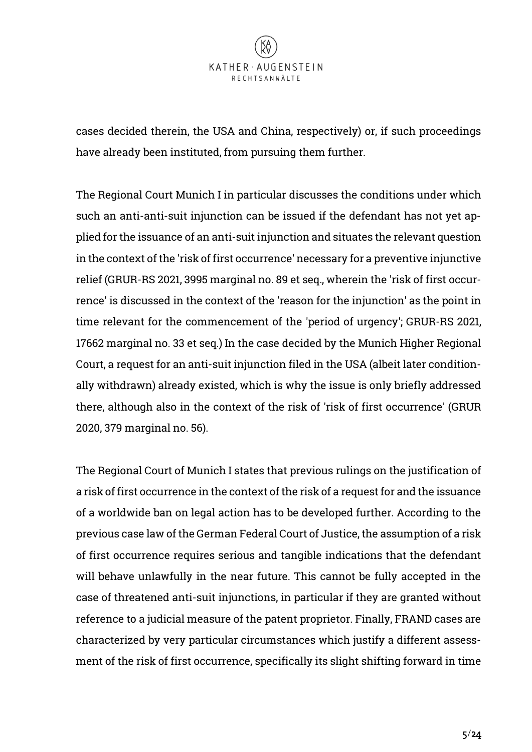cases decided therein, the USA and China, respectively) or, if such proceedings have already been instituted, from pursuing them further.

The Regional Court Munich I in particular discusses the conditions under which such an anti-anti-suit injunction can be issued if the defendant has not yet applied for the issuance of an anti-suit injunction and situates the relevant question in the context of the 'risk of first occurrence' necessary for a preventive injunctive relief (GRUR-RS 2021, 3995 marginal no. 89 et seq., wherein the 'risk of first occurrence' is discussed in the context of the 'reason for the injunction' as the point in time relevant for the commencement of the 'period of urgency'; GRUR-RS 2021, 17662 marginal no. 33 et seq.) In the case decided by the Munich Higher Regional Court, a request for an anti-suit injunction filed in the USA (albeit later conditionally withdrawn) already existed, which is why the issue is only briefly addressed there, although also in the context of the risk of 'risk of first occurrence' (GRUR 2020, 379 marginal no. 56).

The Regional Court of Munich I states that previous rulings on the justification of a risk of first occurrence in the context of the risk of a request for and the issuance of a worldwide ban on legal action has to be developed further. According to the previous case law of the German Federal Court of Justice, the assumption of a risk of first occurrence requires serious and tangible indications that the defendant will behave unlawfully in the near future. This cannot be fully accepted in the case of threatened anti-suit injunctions, in particular if they are granted without reference to a judicial measure of the patent proprietor. Finally, FRAND cases are characterized by very particular circumstances which justify a different assessment of the risk of first occurrence, specifically its slight shifting forward in time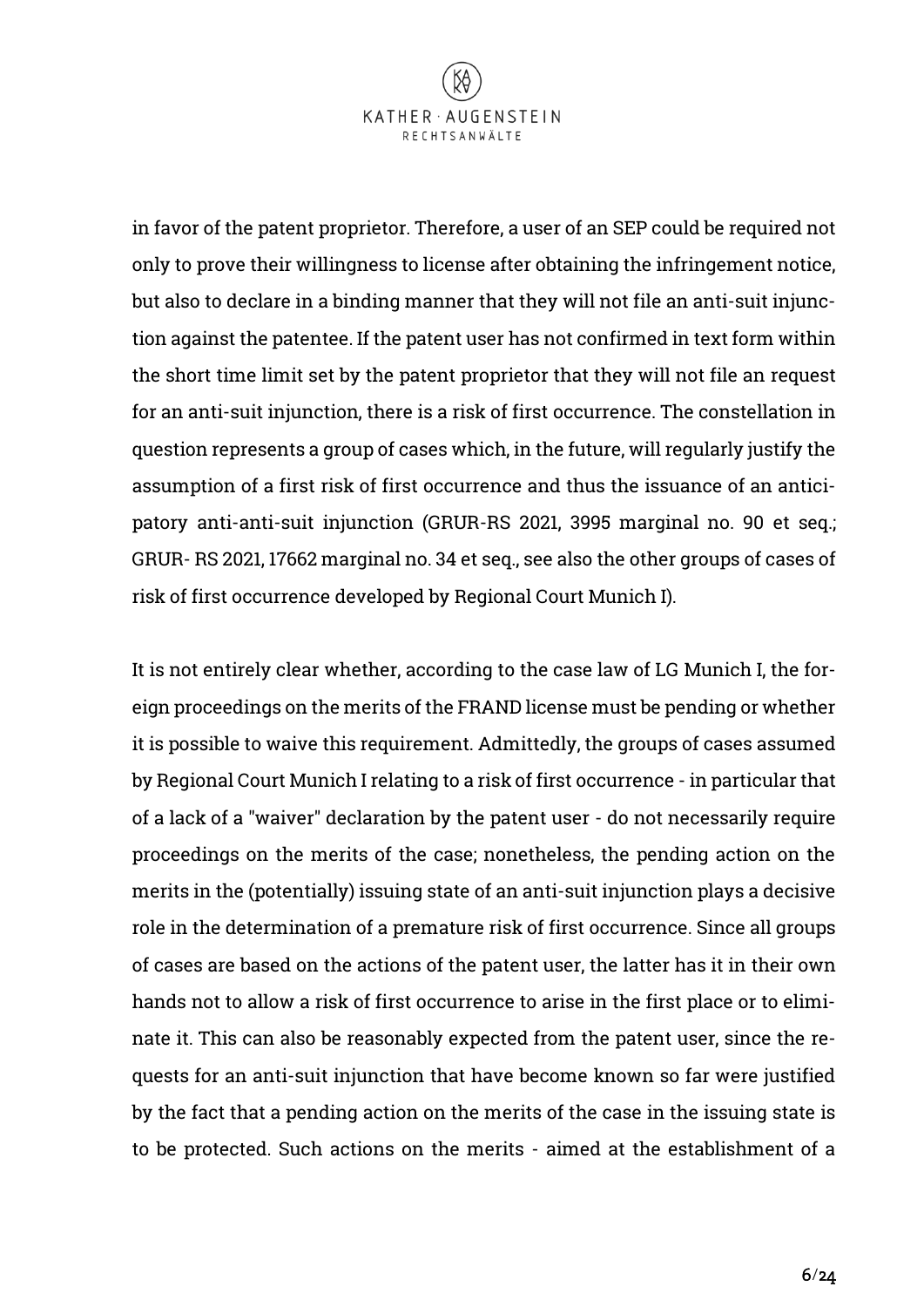in favor of the patent proprietor. Therefore, a user of an SEP could be required not only to prove their willingness to license after obtaining the infringement notice, but also to declare in a binding manner that they will not file an anti-suit injunction against the patentee. If the patent user has not confirmed in text form within the short time limit set by the patent proprietor that they will not file an request for an anti-suit injunction, there is a risk of first occurrence. The constellation in question represents a group of cases which, in the future, will regularly justify the assumption of a first risk of first occurrence and thus the issuance of an anticipatory anti-anti-suit injunction (GRUR-RS 2021, 3995 marginal no. 90 et seq.; GRUR- RS 2021, 17662 marginal no. 34 et seq., see also the other groups of cases of risk of first occurrence developed by Regional Court Munich I).

It is not entirely clear whether, according to the case law of LG Munich I, the foreign proceedings on the merits of the FRAND license must be pending or whether it is possible to waive this requirement. Admittedly, the groups of cases assumed by Regional Court Munich I relating to a risk of first occurrence - in particular that of a lack of a "waiver" declaration by the patent user - do not necessarily require proceedings on the merits of the case; nonetheless, the pending action on the merits in the (potentially) issuing state of an anti-suit injunction plays a decisive role in the determination of a premature risk of first occurrence. Since all groups of cases are based on the actions of the patent user, the latter has it in their own hands not to allow a risk of first occurrence to arise in the first place or to eliminate it. This can also be reasonably expected from the patent user, since the requests for an anti-suit injunction that have become known so far were justified by the fact that a pending action on the merits of the case in the issuing state is to be protected. Such actions on the merits - aimed at the establishment of a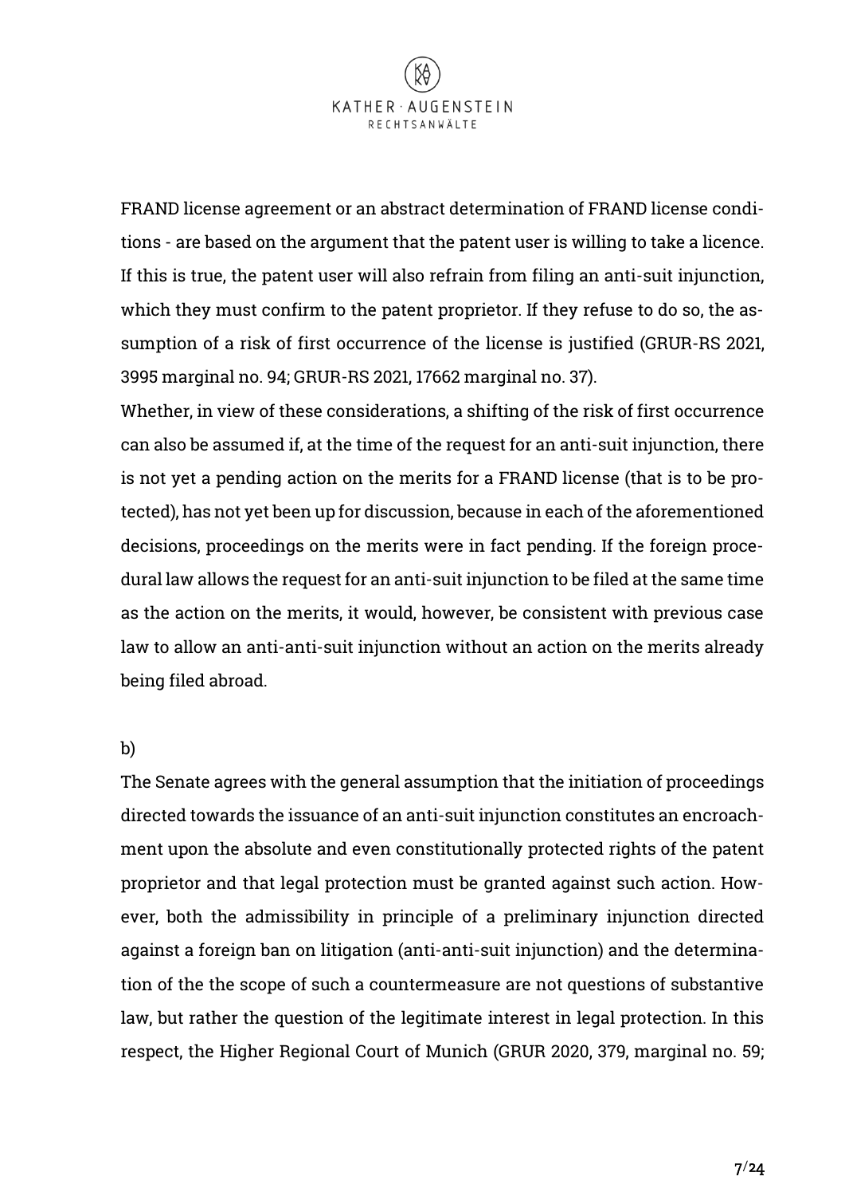FRAND license agreement or an abstract determination of FRAND license conditions - are based on the argument that the patent user is willing to take a licence. If this is true, the patent user will also refrain from filing an anti-suit injunction, which they must confirm to the patent proprietor. If they refuse to do so, the assumption of a risk of first occurrence of the license is justified (GRUR-RS 2021, 3995 marginal no. 94; GRUR-RS 2021, 17662 marginal no. 37).

Whether, in view of these considerations, a shifting of the risk of first occurrence can also be assumed if, at the time of the request for an anti-suit injunction, there is not yet a pending action on the merits for a FRAND license (that is to be protected), has not yet been up for discussion, because in each of the aforementioned decisions, proceedings on the merits were in fact pending. If the foreign procedural law allows the request for an anti-suit injunction to be filed at the same time as the action on the merits, it would, however, be consistent with previous case law to allow an anti-anti-suit injunction without an action on the merits already being filed abroad.

b)

The Senate agrees with the general assumption that the initiation of proceedings directed towards the issuance of an anti-suit injunction constitutes an encroachment upon the absolute and even constitutionally protected rights of the patent proprietor and that legal protection must be granted against such action. However, both the admissibility in principle of a preliminary injunction directed against a foreign ban on litigation (anti-anti-suit injunction) and the determination of the the scope of such a countermeasure are not questions of substantive law, but rather the question of the legitimate interest in legal protection. In this respect, the Higher Regional Court of Munich (GRUR 2020, 379, marginal no. 59;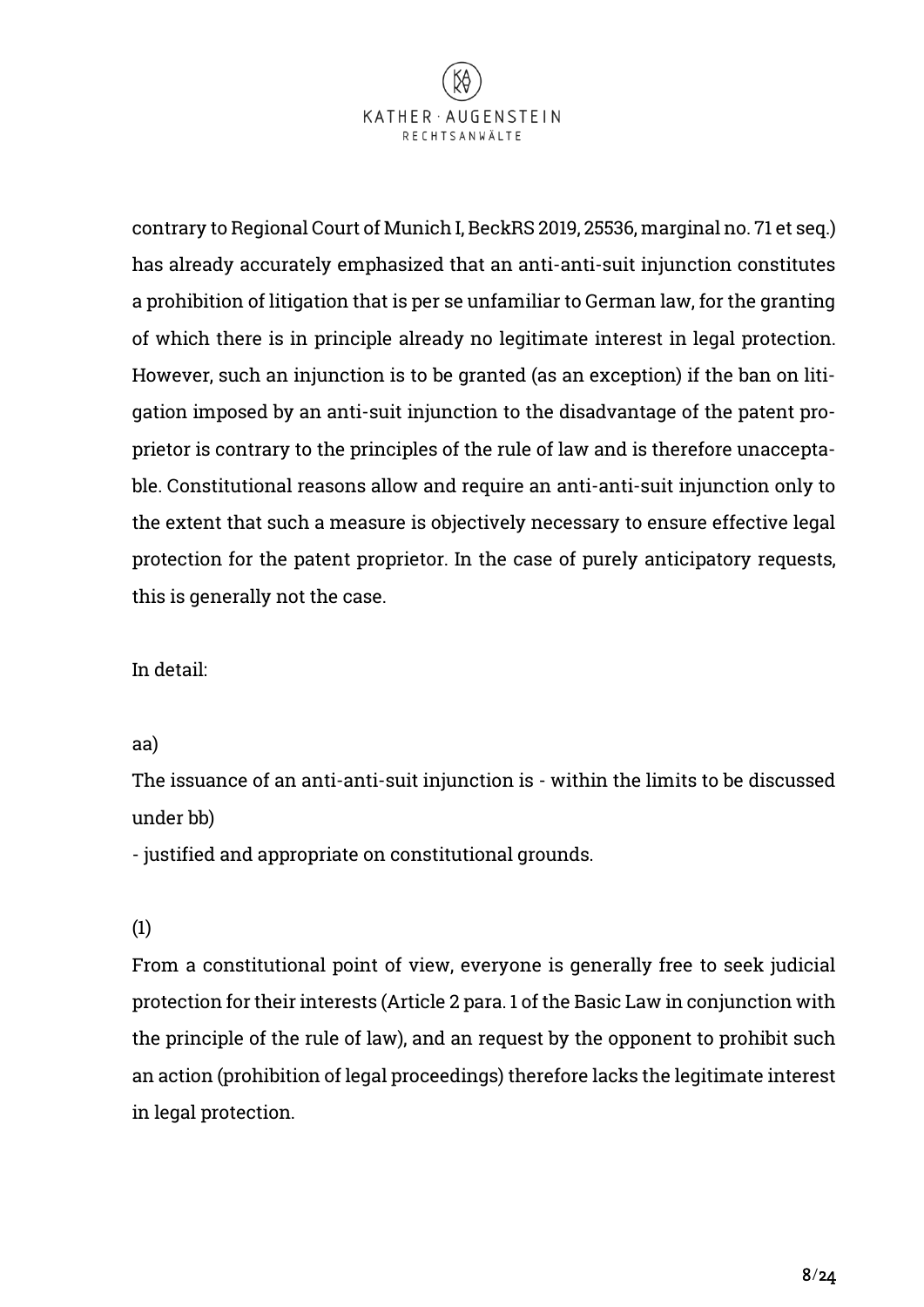contrary to Regional Court of Munich I, BeckRS 2019, 25536, marginal no. 71 et seq.) has already accurately emphasized that an anti-anti-suit injunction constitutes a prohibition of litigation that is per se unfamiliar to German law, for the granting of which there is in principle already no legitimate interest in legal protection. However, such an injunction is to be granted (as an exception) if the ban on litigation imposed by an anti-suit injunction to the disadvantage of the patent proprietor is contrary to the principles of the rule of law and is therefore unacceptable. Constitutional reasons allow and require an anti-anti-suit injunction only to the extent that such a measure is objectively necessary to ensure effective legal protection for the patent proprietor. In the case of purely anticipatory requests, this is generally not the case.

In detail:

aa)

The issuance of an anti-anti-suit injunction is - within the limits to be discussed under bb)

- justified and appropriate on constitutional grounds.

(1)

From a constitutional point of view, everyone is generally free to seek judicial protection for their interests (Article 2 para. 1 of the Basic Law in conjunction with the principle of the rule of law), and an request by the opponent to prohibit such an action (prohibition of legal proceedings) therefore lacks the legitimate interest in legal protection.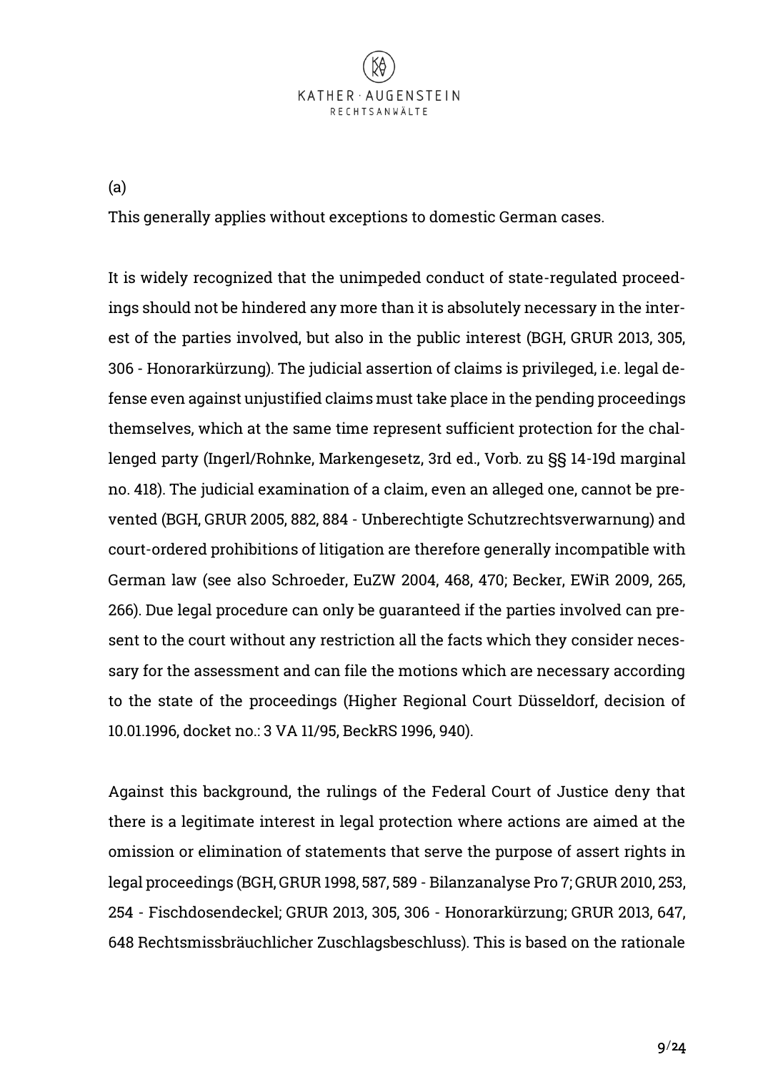(a)

This generally applies without exceptions to domestic German cases.

It is widely recognized that the unimpeded conduct of state-regulated proceedings should not be hindered any more than it is absolutely necessary in the interest of the parties involved, but also in the public interest (BGH, GRUR 2013, 305, 306 - Honorarkürzung). The judicial assertion of claims is privileged, i.e. legal defense even against unjustified claims must take place in the pending proceedings themselves, which at the same time represent sufficient protection for the challenged party (Ingerl/Rohnke, Markengesetz, 3rd ed., Vorb. zu §§ 14-19d marginal no. 418). The judicial examination of a claim, even an alleged one, cannot be prevented (BGH, GRUR 2005, 882, 884 - Unberechtigte Schutzrechtsverwarnung) and court-ordered prohibitions of litigation are therefore generally incompatible with German law (see also Schroeder, EuZW 2004, 468, 470; Becker, EWiR 2009, 265, 266). Due legal procedure can only be guaranteed if the parties involved can present to the court without any restriction all the facts which they consider necessary for the assessment and can file the motions which are necessary according to the state of the proceedings (Higher Regional Court Düsseldorf, decision of 10.01.1996, docket no.: 3 VA 11/95, BeckRS 1996, 940).

Against this background, the rulings of the Federal Court of Justice deny that there is a legitimate interest in legal protection where actions are aimed at the omission or elimination of statements that serve the purpose of assert rights in legal proceedings (BGH, GRUR 1998, 587, 589 - Bilanzanalyse Pro 7; GRUR 2010, 253, 254 - Fischdosendeckel; GRUR 2013, 305, 306 - Honorarkürzung; GRUR 2013, 647, 648 Rechtsmissbräuchlicher Zuschlagsbeschluss). This is based on the rationale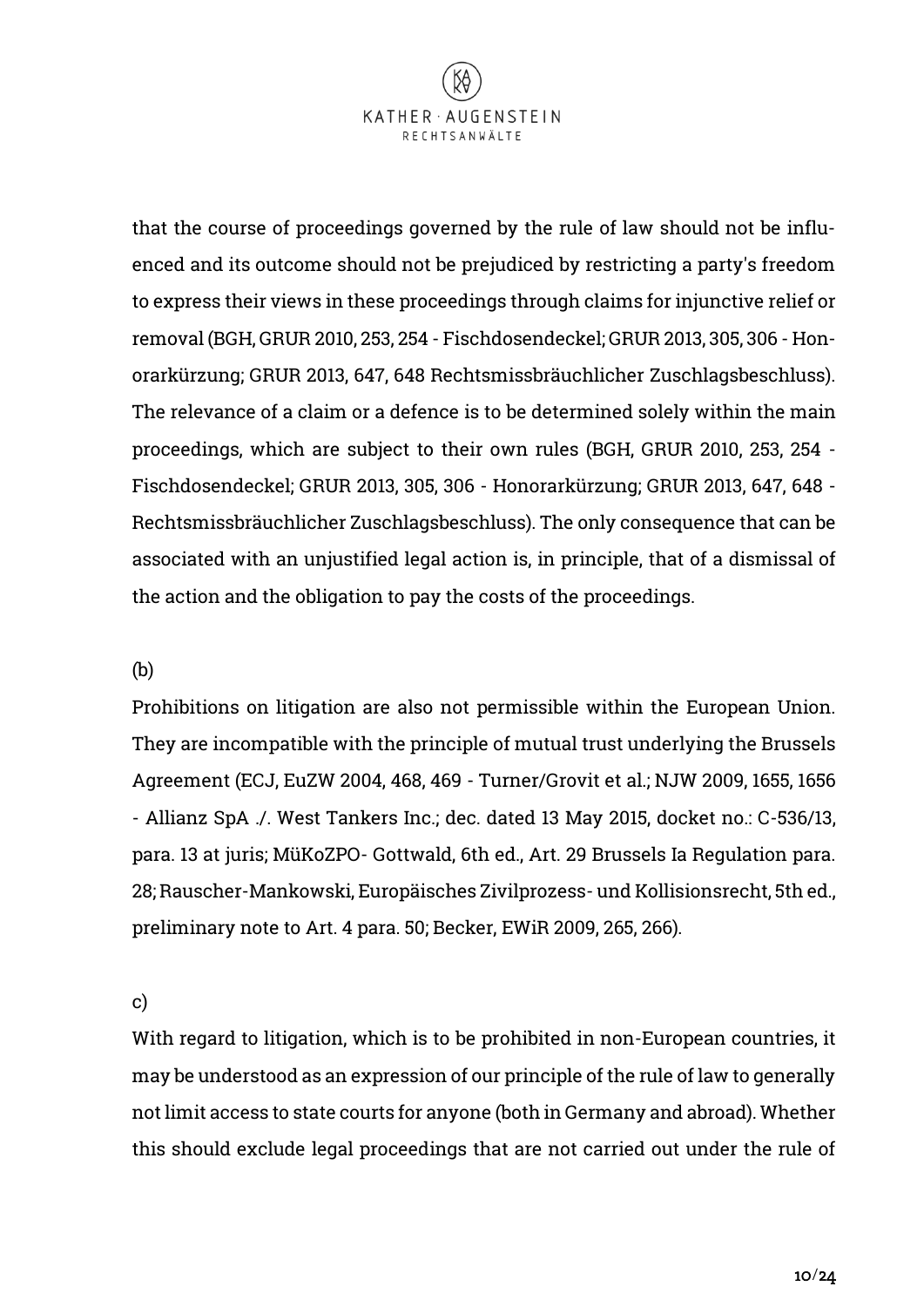that the course of proceedings governed by the rule of law should not be influenced and its outcome should not be prejudiced by restricting a party's freedom to express their views in these proceedings through claims for injunctive relief or removal (BGH, GRUR 2010, 253, 254 - Fischdosendeckel; GRUR 2013, 305, 306 - Honorarkürzung; GRUR 2013, 647, 648 Rechtsmissbräuchlicher Zuschlagsbeschluss). The relevance of a claim or a defence is to be determined solely within the main proceedings, which are subject to their own rules (BGH, GRUR 2010, 253, 254 - Fischdosendeckel; GRUR 2013, 305, 306 - Honorarkürzung; GRUR 2013, 647, 648 - Rechtsmissbräuchlicher Zuschlagsbeschluss). The only consequence that can be associated with an unjustified legal action is, in principle, that of a dismissal of the action and the obligation to pay the costs of the proceedings.

(b)

Prohibitions on litigation are also not permissible within the European Union. They are incompatible with the principle of mutual trust underlying the Brussels Agreement (ECJ, EuZW 2004, 468, 469 - Turner/Grovit et al.; NJW 2009, 1655, 1656 - Allianz SpA ./. West Tankers Inc.; dec. dated 13 May 2015, docket no.: C-536/13, para. 13 at juris; MüKoZPO- Gottwald, 6th ed., Art. 29 Brussels Ia Regulation para. 28; Rauscher-Mankowski, Europäisches Zivilprozess- und Kollisionsrecht, 5th ed., preliminary note to Art. 4 para. 50; Becker, EWiR 2009, 265, 266).

c)

With regard to litigation, which is to be prohibited in non-European countries, it may be understood as an expression of our principle of the rule of law to generally not limit access to state courts for anyone (both in Germany and abroad). Whether this should exclude legal proceedings that are not carried out under the rule of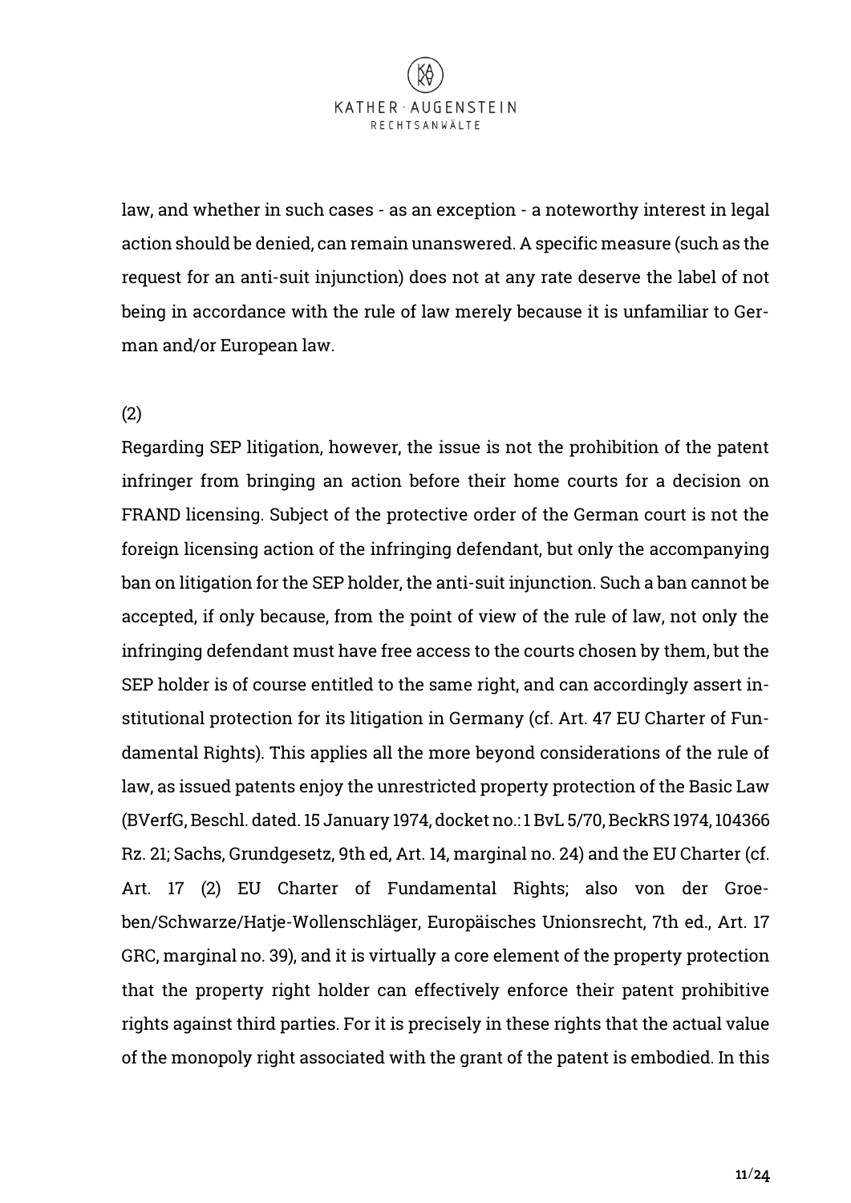law, and whether in such cases - as an exception - a noteworthy interest in legal action should be denied, can remain unanswered. A specific measure (such as the request for an anti-suit injunction) does not at any rate deserve the label of not being in accordance with the rule of law merely because it is unfamiliar to German and/or European law.

(2)

Regarding SEP litigation, however, the issue is not the prohibition of the patent infringer from bringing an action before their home courts for a decision on FRAND licensing. Subject of the protective order of the German court is not the foreign licensing action of the infringing defendant, but only the accompanying ban on litigation for the SEP holder, the anti-suit injunction. Such a ban cannot be accepted, if only because, from the point of view of the rule of law, not only the infringing defendant must have free access to the courts chosen by them, but the SEP holder is of course entitled to the same right, and can accordingly assert institutional protection for its litigation in Germany (cf. Art. 47 EU Charter of Fundamental Rights). This applies all the more beyond considerations of the rule of law, as issued patents enjoy the unrestricted property protection of the Basic Law (BVerfG, Beschl. dated. 15 January 1974, docket no.: 1 BvL 5/70, BeckRS 1974, 104366 Rz. 21; Sachs, Grundgesetz, 9th ed, Art. 14, marginal no. 24) and the EU Charter (cf. Art. 17 (2) EU Charter of Fundamental Rights; also von der Groeben/Schwarze/Hatje-Wollenschläger, Europäisches Unionsrecht, 7th ed., Art. 17 GRC, marginal no. 39), and it is virtually a core element of the property protection that the property right holder can effectively enforce their patent prohibitive rights against third parties. For it is precisely in these rights that the actual value of the monopoly right associated with the grant of the patent is embodied. In this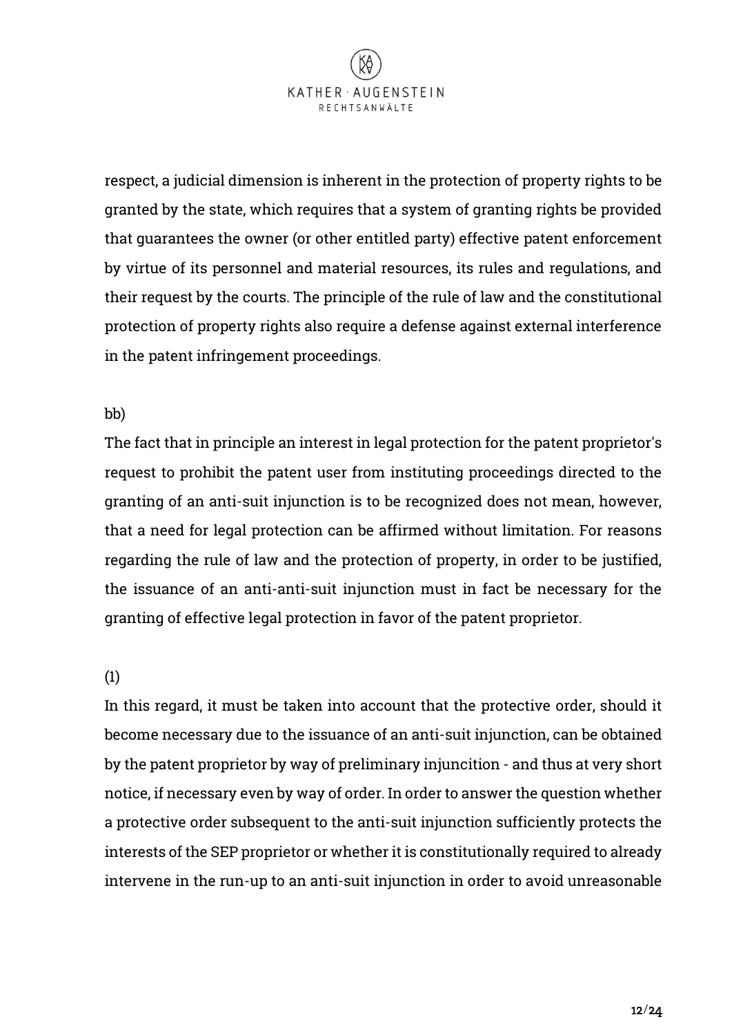respect, a judicial dimension is inherent in the protection of property rights to be granted by the state, which requires that a system of granting rights be provided that guarantees the owner (or other entitled party) effective patent enforcement by virtue of its personnel and material resources, its rules and regulations, and their request by the courts. The principle of the rule of law and the constitutional protection of property rights also require a defense against external interference in the patent infringement proceedings.

bb)

The fact that in principle an interest in legal protection for the patent proprietor's request to prohibit the patent user from instituting proceedings directed to the granting of an anti-suit injunction is to be recognized does not mean, however, that a need for legal protection can be affirmed without limitation. For reasons regarding the rule of law and the protection of property, in order to be justified, the issuance of an anti-anti-suit injunction must in fact be necessary for the granting of effective legal protection in favor of the patent proprietor.

(1)

In this regard, it must be taken into account that the protective order, should it become necessary due to the issuance of an anti-suit injunction, can be obtained by the patent proprietor by way of preliminary injuncition - and thus at very short notice, if necessary even by way of order. In order to answer the question whether a protective order subsequent to the anti-suit injunction sufficiently protects the interests of the SEP proprietor or whether it is constitutionally required to already intervene in the run-up to an anti-suit injunction in order to avoid unreasonable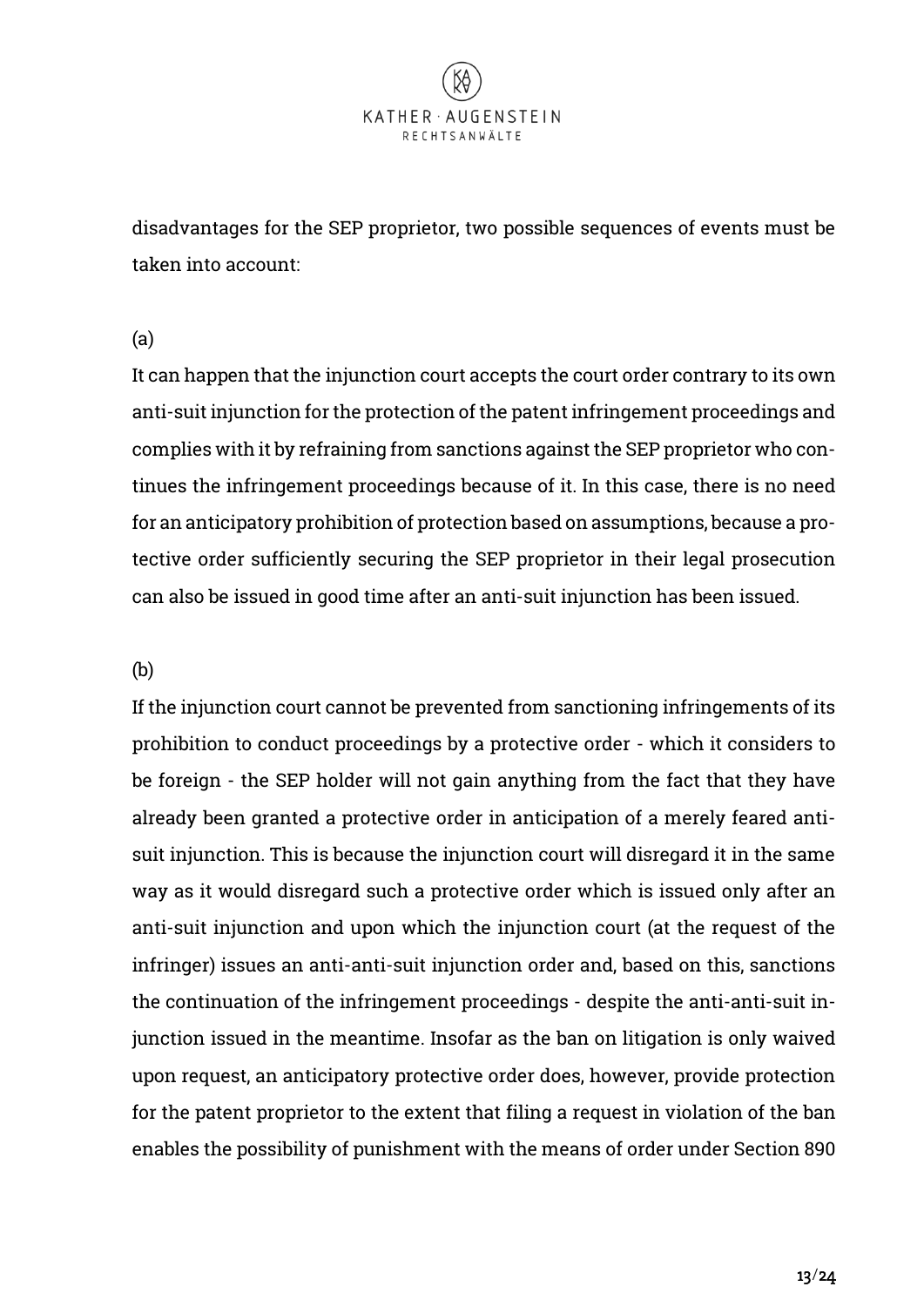disadvantages for the SEP proprietor, two possible sequences of events must be taken into account:

(a)

It can happen that the injunction court accepts the court order contrary to its own anti-suit injunction for the protection of the patent infringement proceedings and complies with it by refraining from sanctions against the SEP proprietor who continues the infringement proceedings because of it. In this case, there is no need for an anticipatory prohibition of protection based on assumptions, because a protective order sufficiently securing the SEP proprietor in their legal prosecution can also be issued in good time after an anti-suit injunction has been issued.

(b)

If the injunction court cannot be prevented from sanctioning infringements of its prohibition to conduct proceedings by a protective order - which it considers to be foreign - the SEP holder will not gain anything from the fact that they have already been granted a protective order in anticipation of a merely feared anti-suit injunction. This is because the injunction court will disregard it in the same way as it would disregard such a protective order which is issued only after an anti-suit injunction and upon which the injunction court (at the request of the infringer) issues an anti-anti-suit injunction order and, based on this, sanctions the continuation of the infringement proceedings - despite the anti-anti-suit injunction issued in the meantime. Insofar as the ban on litigation is only waived upon request, an anticipatory protective order does, however, provide protection for the patent proprietor to the extent that filing a request in violation of the ban enables the possibility of punishment with the means of order under Section 890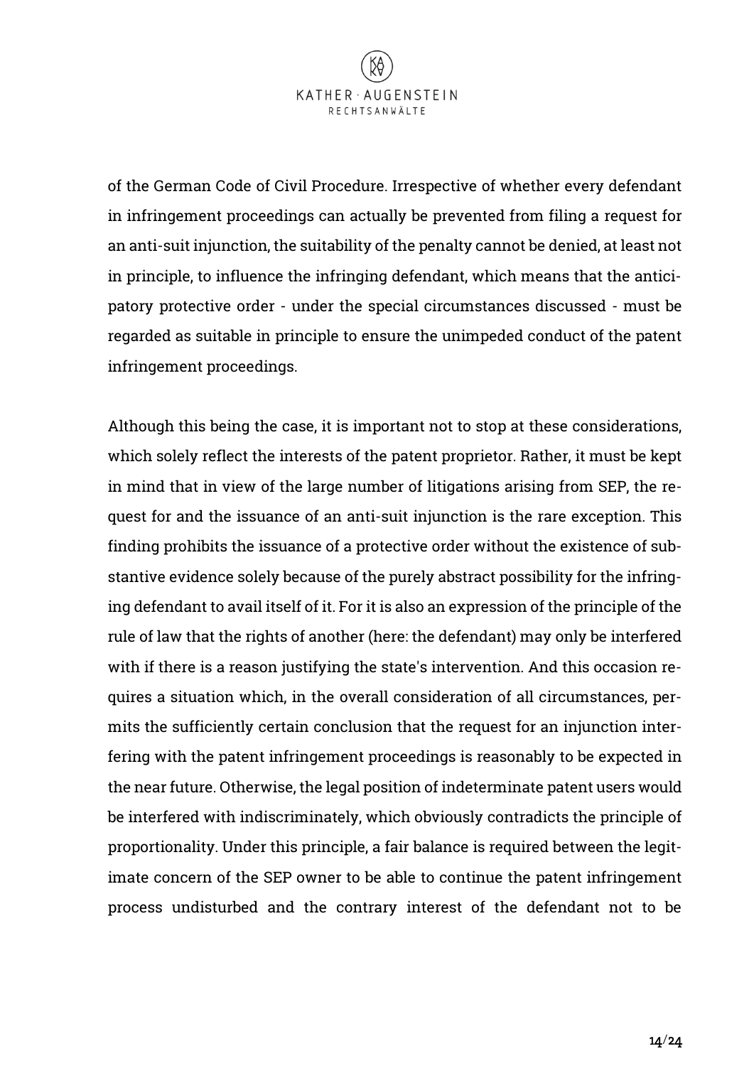of the German Code of Civil Procedure. Irrespective of whether every defendant in infringement proceedings can actually be prevented from filing a request for an anti-suit injunction, the suitability of the penalty cannot be denied, at least not in principle, to influence the infringing defendant, which means that the anticipatory protective order - under the special circumstances discussed - must be regarded as suitable in principle to ensure the unimpeded conduct of the patent infringement proceedings.

Although this being the case, it is important not to stop at these considerations, which solely reflect the interests of the patent proprietor. Rather, it must be kept in mind that in view of the large number of litigations arising from SEP, the request for and the issuance of an anti-suit injunction is the rare exception. This finding prohibits the issuance of a protective order without the existence of substantive evidence solely because of the purely abstract possibility for the infringing defendant to avail itself of it. For it is also an expression of the principle of the rule of law that the rights of another (here: the defendant) may only be interfered with if there is a reason justifying the state's intervention. And this occasion requires a situation which, in the overall consideration of all circumstances, permits the sufficiently certain conclusion that the request for an injunction interfering with the patent infringement proceedings is reasonably to be expected in the near future. Otherwise, the legal position of indeterminate patent users would be interfered with indiscriminately, which obviously contradicts the principle of proportionality. Under this principle, a fair balance is required between the legitimate concern of the SEP owner to be able to continue the patent infringement process undisturbed and the contrary interest of the defendant not to be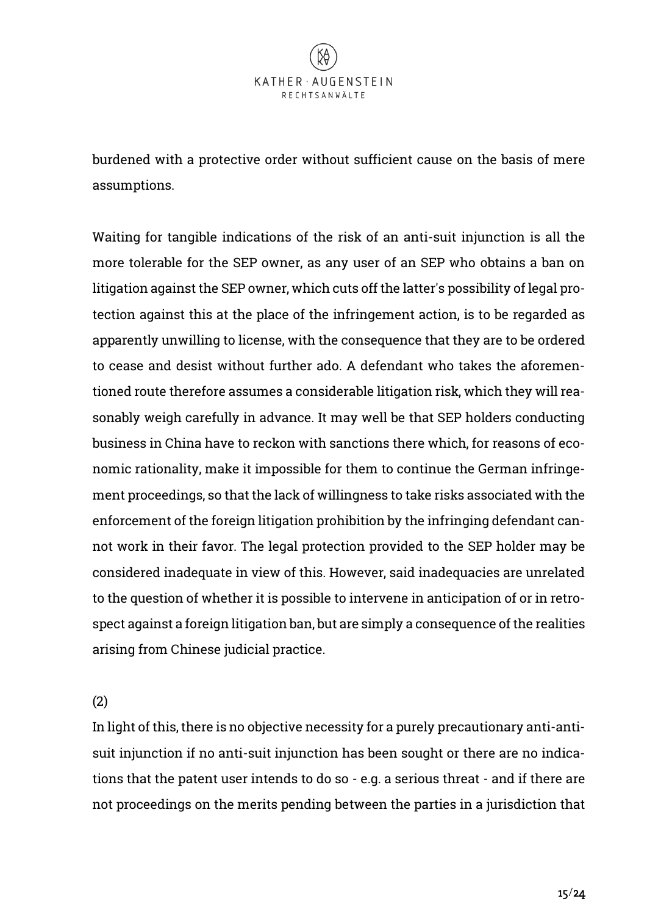burdened with a protective order without sufficient cause on the basis of mere assumptions.

Waiting for tangible indications of the risk of an anti-suit injunction is all the more tolerable for the SEP owner, as any user of an SEP who obtains a ban on litigation against the SEP owner, which cuts off the latter's possibility of legal protection against this at the place of the infringement action, is to be regarded as apparently unwilling to license, with the consequence that they are to be ordered to cease and desist without further ado. A defendant who takes the aforementioned route therefore assumes a considerable litigation risk, which they will reasonably weigh carefully in advance. It may well be that SEP holders conducting business in China have to reckon with sanctions there which, for reasons of economic rationality, make it impossible for them to continue the German infringement proceedings, so that the lack of willingness to take risks associated with the enforcement of the foreign litigation prohibition by the infringing defendant cannot work in their favor. The legal protection provided to the SEP holder may be considered inadequate in view of this. However, said inadequacies are unrelated to the question of whether it is possible to intervene in anticipation of or in retrospect against a foreign litigation ban, but are simply a consequence of the realities arising from Chinese judicial practice.

(2)

In light of this, there is no objective necessity for a purely precautionary anti-anti-suit injunction if no anti-suit injunction has been sought or there are no indications that the patent user intends to do so - e.g. a serious threat - and if there are not proceedings on the merits pending between the parties in a jurisdiction that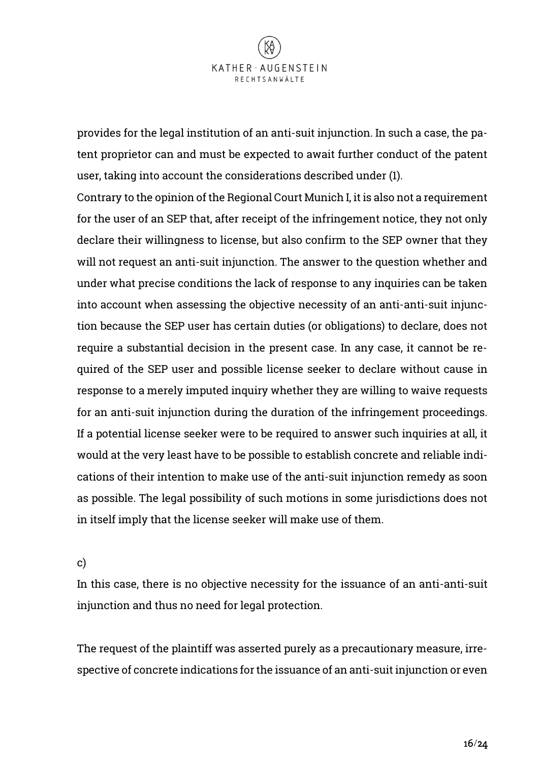provides for the legal institution of an anti-suit injunction. In such a case, the patent proprietor can and must be expected to await further conduct of the patent user, taking into account the considerations described under (1).

Contrary to the opinion of the Regional Court Munich I, it is also not a requirement for the user of an SEP that, after receipt of the infringement notice, they not only declare their willingness to license, but also confirm to the SEP owner that they will not request an anti-suit injunction. The answer to the question whether and under what precise conditions the lack of response to any inquiries can be taken into account when assessing the objective necessity of an anti-anti-suit injunction because the SEP user has certain duties (or obligations) to declare, does not require a substantial decision in the present case. In any case, it cannot be required of the SEP user and possible license seeker to declare without cause in response to a merely imputed inquiry whether they are willing to waive requests for an anti-suit injunction during the duration of the infringement proceedings. If a potential license seeker were to be required to answer such inquiries at all, it would at the very least have to be possible to establish concrete and reliable indications of their intention to make use of the anti-suit injunction remedy as soon as possible. The legal possibility of such motions in some jurisdictions does not in itself imply that the license seeker will make use of them.

c)

In this case, there is no objective necessity for the issuance of an anti-anti-suit injunction and thus no need for legal protection.

The request of the plaintiff was asserted purely as a precautionary measure, irrespective of concrete indications for the issuance of an anti-suit injunction or even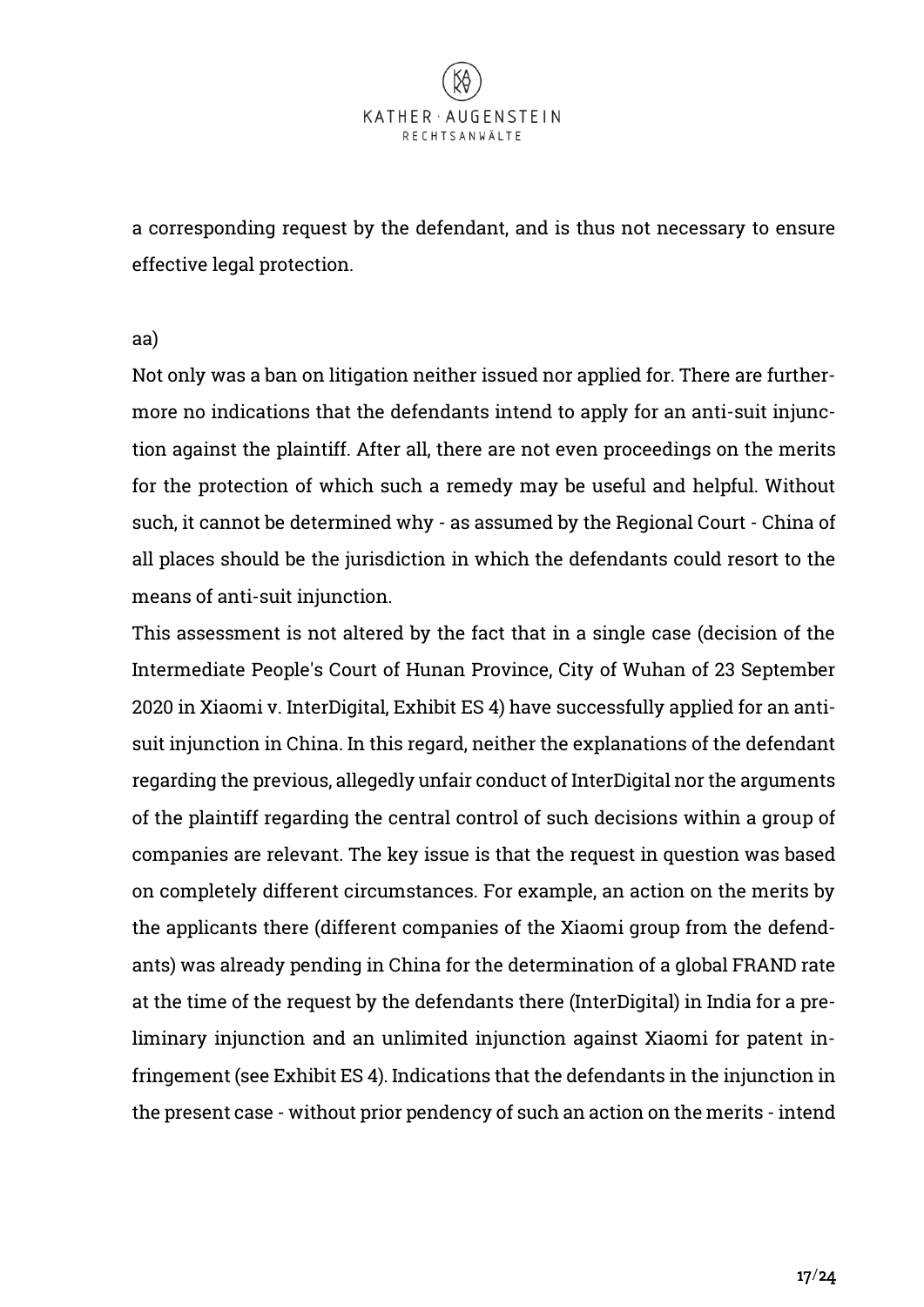a corresponding request by the defendant, and is thus not necessary to ensure effective legal protection.

aa)

Not only was a ban on litigation neither issued nor applied for. There are furthermore no indications that the defendants intend to apply for an anti-suit injunction against the plaintiff. After all, there are not even proceedings on the merits for the protection of which such a remedy may be useful and helpful. Without such, it cannot be determined why - as assumed by the Regional Court - China of all places should be the jurisdiction in which the defendants could resort to the means of anti-suit injunction.

This assessment is not altered by the fact that in a single case (decision of the Intermediate People's Court of Hunan Province, City of Wuhan of 23 September 2020 in Xiaomi v. InterDigital, Exhibit ES 4) have successfully applied for an anti-suit injunction in China. In this regard, neither the explanations of the defendant regarding the previous, allegedly unfair conduct of InterDigital nor the arguments of the plaintiff regarding the central control of such decisions within a group of companies are relevant. The key issue is that the request in question was based on completely different circumstances. For example, an action on the merits by the applicants there (different companies of the Xiaomi group from the defendants) was already pending in China for the determination of a global FRAND rate at the time of the request by the defendants there (InterDigital) in India for a preliminary injunction and an unlimited injunction against Xiaomi for patent infringement (see Exhibit ES 4). Indications that the defendants in the injunction in the present case - without prior pendency of such an action on the merits - intend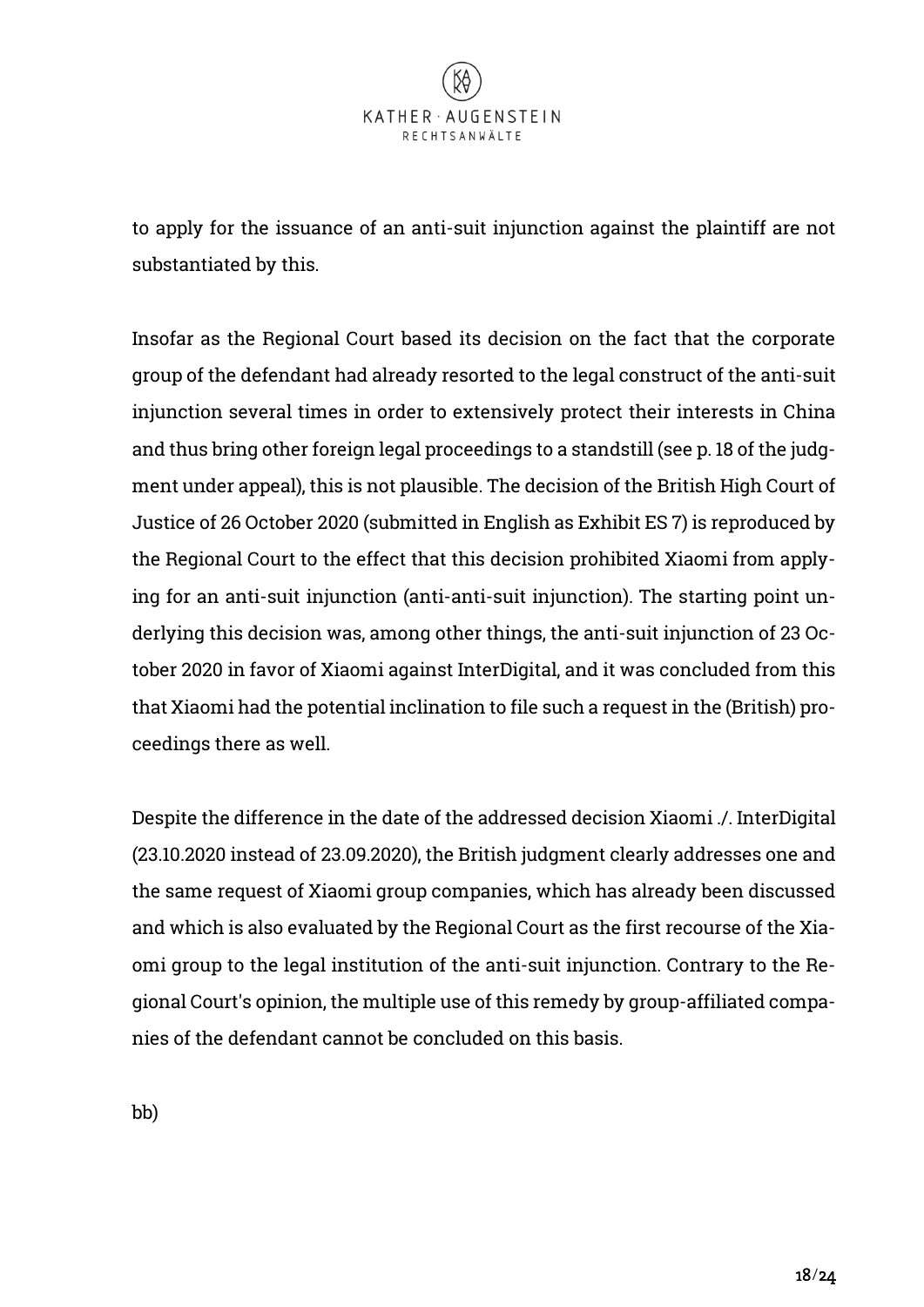to apply for the issuance of an anti-suit injunction against the plaintiff are not substantiated by this.

Insofar as the Regional Court based its decision on the fact that the corporate group of the defendant had already resorted to the legal construct of the anti-suit injunction several times in order to extensively protect their interests in China and thus bring other foreign legal proceedings to a standstill (see p. 18 of the judgment under appeal), this is not plausible. The decision of the British High Court of Justice of 26 October 2020 (submitted in English as Exhibit ES 7) is reproduced by the Regional Court to the effect that this decision prohibited Xiaomi from applying for an anti-suit injunction (anti-anti-suit injunction). The starting point underlying this decision was, among other things, the anti-suit injunction of 23 October 2020 in favor of Xiaomi against InterDigital, and it was concluded from this that Xiaomi had the potential inclination to file such a request in the (British) proceedings there as well.

Despite the difference in the date of the addressed decision Xiaomi ./. InterDigital (23.10.2020 instead of 23.09.2020), the British judgment clearly addresses one and the same request of Xiaomi group companies, which has already been discussed and which is also evaluated by the Regional Court as the first recourse of the Xiaomi group to the legal institution of the anti-suit injunction. Contrary to the Regional Court's opinion, the multiple use of this remedy by group-affiliated companies of the defendant cannot be concluded on this basis.

bb)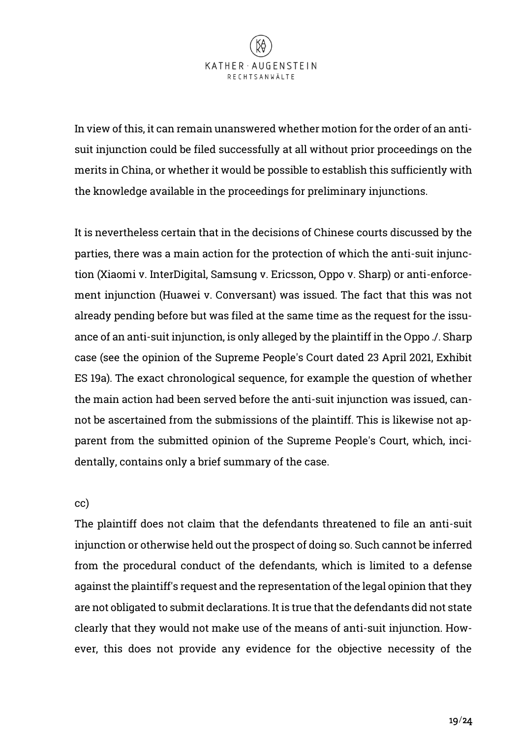In view of this, it can remain unanswered whether motion for the order of an anti-suit injunction could be filed successfully at all without prior proceedings on the merits in China, or whether it would be possible to establish this sufficiently with the knowledge available in the proceedings for preliminary injunctions.

It is nevertheless certain that in the decisions of Chinese courts discussed by the parties, there was a main action for the protection of which the anti-suit injunction (Xiaomi v. InterDigital, Samsung v. Ericsson, Oppo v. Sharp) or anti-enforcement injunction (Huawei v. Conversant) was issued. The fact that this was not already pending before but was filed at the same time as the request for the issuance of an anti-suit injunction, is only alleged by the plaintiff in the Oppo ./. Sharp case (see the opinion of the Supreme People's Court dated 23 April 2021, Exhibit ES 19a). The exact chronological sequence, for example the question of whether the main action had been served before the anti-suit injunction was issued, cannot be ascertained from the submissions of the plaintiff. This is likewise not apparent from the submitted opinion of the Supreme People's Court, which, incidentally, contains only a brief summary of the case.

cc)

The plaintiff does not claim that the defendants threatened to file an anti-suit injunction or otherwise held out the prospect of doing so. Such cannot be inferred from the procedural conduct of the defendants, which is limited to a defense against the plaintiff's request and the representation of the legal opinion that they are not obligated to submit declarations. It is true that the defendants did not state clearly that they would not make use of the means of anti-suit injunction. However, this does not provide any evidence for the objective necessity of the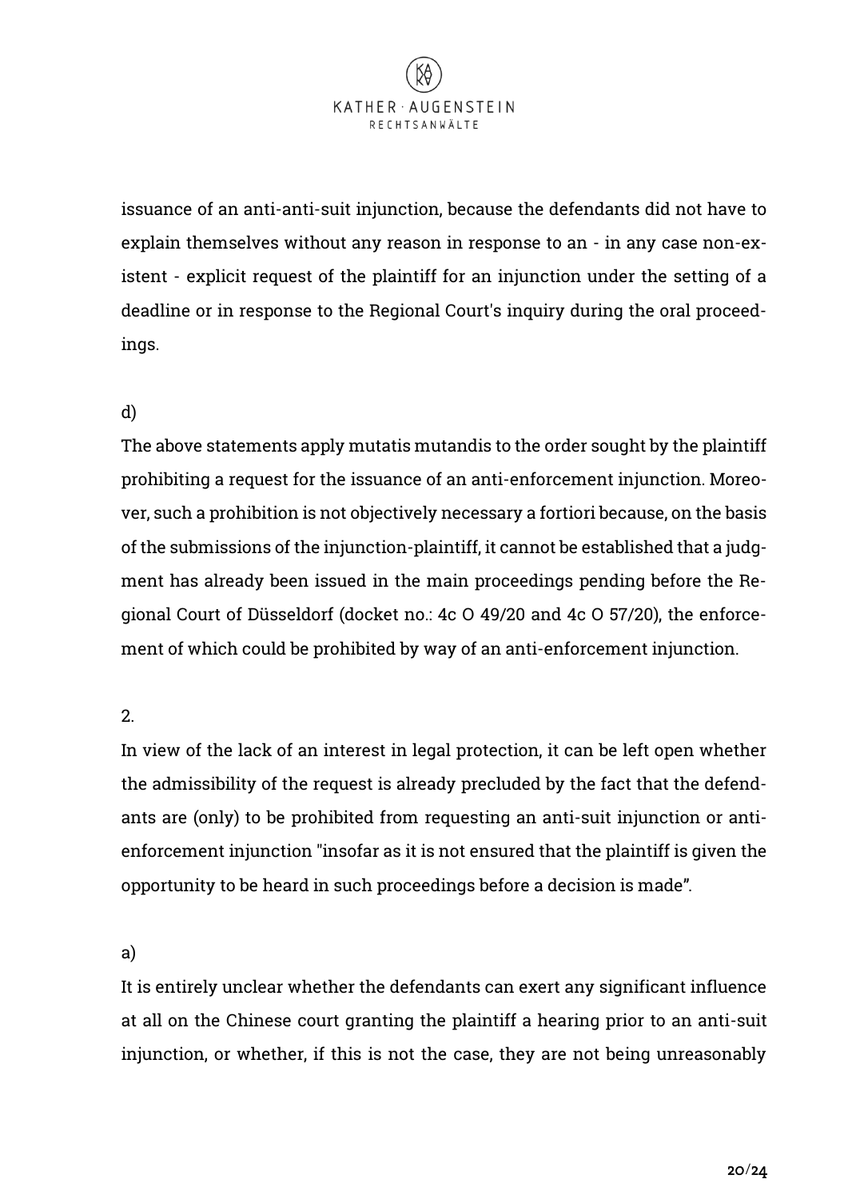issuance of an anti-anti-suit injunction, because the defendants did not have to explain themselves without any reason in response to an - in any case non-existent - explicit request of the plaintiff for an injunction under the setting of a deadline or in response to the Regional Court's inquiry during the oral proceedings.

d)

The above statements apply mutatis mutandis to the order sought by the plaintiff prohibiting a request for the issuance of an anti-enforcement injunction. Moreover, such a prohibition is not objectively necessary a fortiori because, on the basis of the submissions of the injunction-plaintiff, it cannot be established that a judgment has already been issued in the main proceedings pending before the Regional Court of Düsseldorf (docket no.: 4c O 49/20 and 4c O 57/20), the enforcement of which could be prohibited by way of an anti-enforcement injunction.

2.

In view of the lack of an interest in legal protection, it can be left open whether the admissibility of the request is already precluded by the fact that the defendants are (only) to be prohibited from requesting an anti-suit injunction or anti-enforcement injunction "insofar as it is not ensured that the plaintiff is given the opportunity to be heard in such proceedings before a decision is made".

a)

It is entirely unclear whether the defendants can exert any significant influence at all on the Chinese court granting the plaintiff a hearing prior to an anti-suit injunction, or whether, if this is not the case, they are not being unreasonably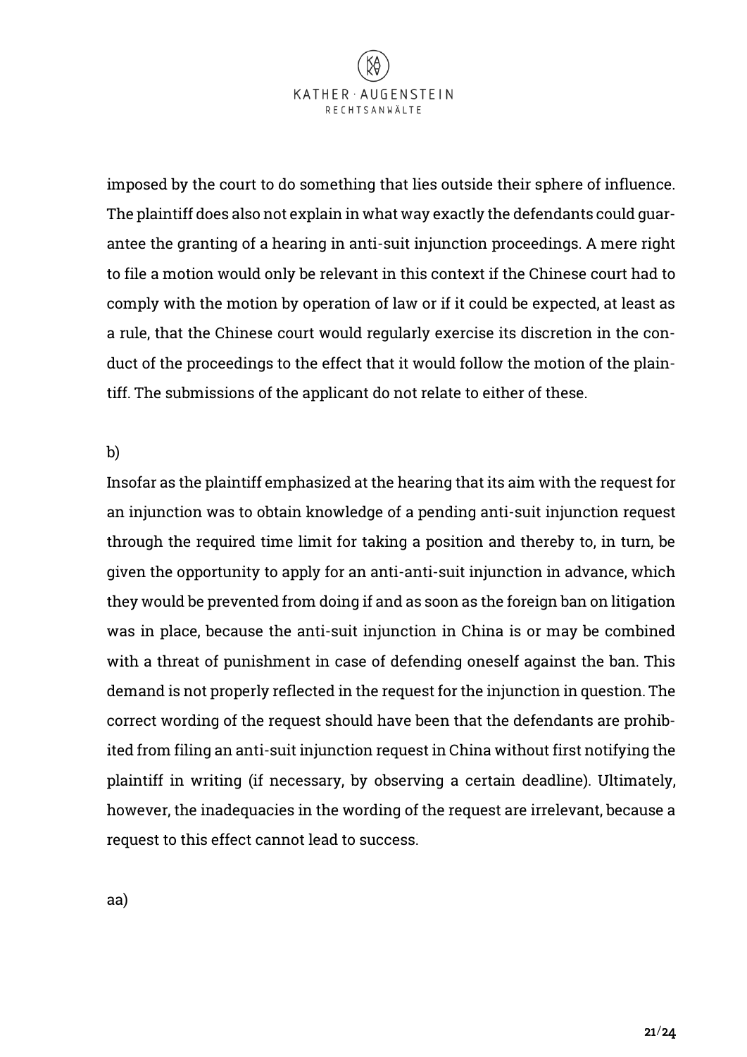imposed by the court to do something that lies outside their sphere of influence. The plaintiff does also not explain in what way exactly the defendants could guarantee the granting of a hearing in anti-suit injunction proceedings. A mere right to file a motion would only be relevant in this context if the Chinese court had to comply with the motion by operation of law or if it could be expected, at least as a rule, that the Chinese court would regularly exercise its discretion in the conduct of the proceedings to the effect that it would follow the motion of the plaintiff. The submissions of the applicant do not relate to either of these.

b)

Insofar as the plaintiff emphasized at the hearing that its aim with the request for an injunction was to obtain knowledge of a pending anti-suit injunction request through the required time limit for taking a position and thereby to, in turn, be given the opportunity to apply for an anti-anti-suit injunction in advance, which they would be prevented from doing if and as soon as the foreign ban on litigation was in place, because the anti-suit injunction in China is or may be combined with a threat of punishment in case of defending oneself against the ban. This demand is not properly reflected in the request for the injunction in question. The correct wording of the request should have been that the defendants are prohibited from filing an anti-suit injunction request in China without first notifying the plaintiff in writing (if necessary, by observing a certain deadline). Ultimately, however, the inadequacies in the wording of the request are irrelevant, because a request to this effect cannot lead to success.

aa)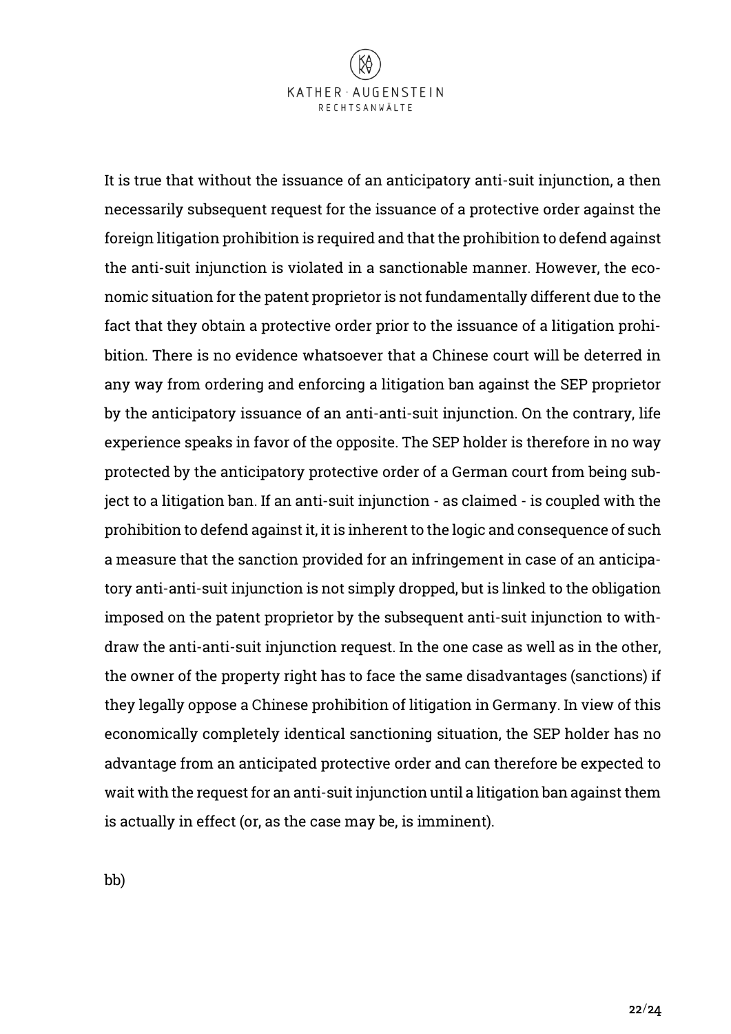It is true that without the issuance of an anticipatory anti-suit injunction, a then necessarily subsequent request for the issuance of a protective order against the foreign litigation prohibition is required and that the prohibition to defend against the anti-suit injunction is violated in a sanctionable manner. However, the economic situation for the patent proprietor is not fundamentally different due to the fact that they obtain a protective order prior to the issuance of a litigation prohibition. There is no evidence whatsoever that a Chinese court will be deterred in any way from ordering and enforcing a litigation ban against the SEP proprietor by the anticipatory issuance of an anti-anti-suit injunction. On the contrary, life experience speaks in favor of the opposite. The SEP holder is therefore in no way protected by the anticipatory protective order of a German court from being subject to a litigation ban. If an anti-suit injunction - as claimed - is coupled with the prohibition to defend against it, it is inherent to the logic and consequence of such a measure that the sanction provided for an infringement in case of an anticipatory anti-anti-suit injunction is not simply dropped, but is linked to the obligation imposed on the patent proprietor by the subsequent anti-suit injunction to withdraw the anti-anti-suit injunction request. In the one case as well as in the other, the owner of the property right has to face the same disadvantages (sanctions) if they legally oppose a Chinese prohibition of litigation in Germany. In view of this economically completely identical sanctioning situation, the SEP holder has no advantage from an anticipated protective order and can therefore be expected to wait with the request for an anti-suit injunction until a litigation ban against them is actually in effect (or, as the case may be, is imminent).

bb)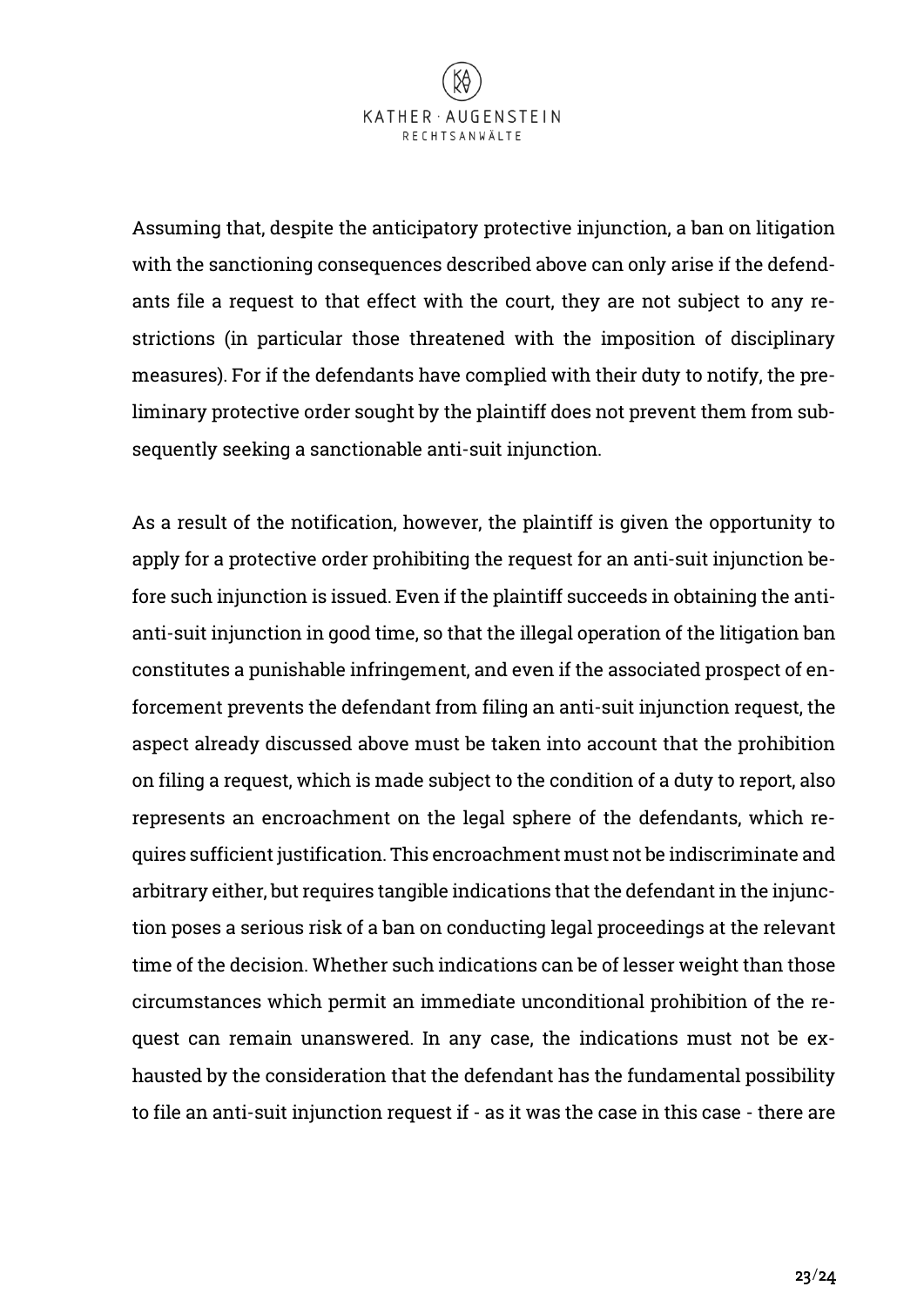Assuming that, despite the anticipatory protective injunction, a ban on litigation with the sanctioning consequences described above can only arise if the defendants file a request to that effect with the court, they are not subject to any restrictions (in particular those threatened with the imposition of disciplinary measures). For if the defendants have complied with their duty to notify, the preliminary protective order sought by the plaintiff does not prevent them from subsequently seeking a sanctionable anti-suit injunction.

As a result of the notification, however, the plaintiff is given the opportunity to apply for a protective order prohibiting the request for an anti-suit injunction before such injunction is issued. Even if the plaintiff succeeds in obtaining the anti-anti-suit injunction in good time, so that the illegal operation of the litigation ban constitutes a punishable infringement, and even if the associated prospect of enforcement prevents the defendant from filing an anti-suit injunction request, the aspect already discussed above must be taken into account that the prohibition on filing a request, which is made subject to the condition of a duty to report, also represents an encroachment on the legal sphere of the defendants, which requires sufficient justification. This encroachment must not be indiscriminate and arbitrary either, but requires tangible indications that the defendant in the injunction poses a serious risk of a ban on conducting legal proceedings at the relevant time of the decision. Whether such indications can be of lesser weight than those circumstances which permit an immediate unconditional prohibition of the request can remain unanswered. In any case, the indications must not be exhausted by the consideration that the defendant has the fundamental possibility to file an anti-suit injunction request if - as it was the case in this case - there are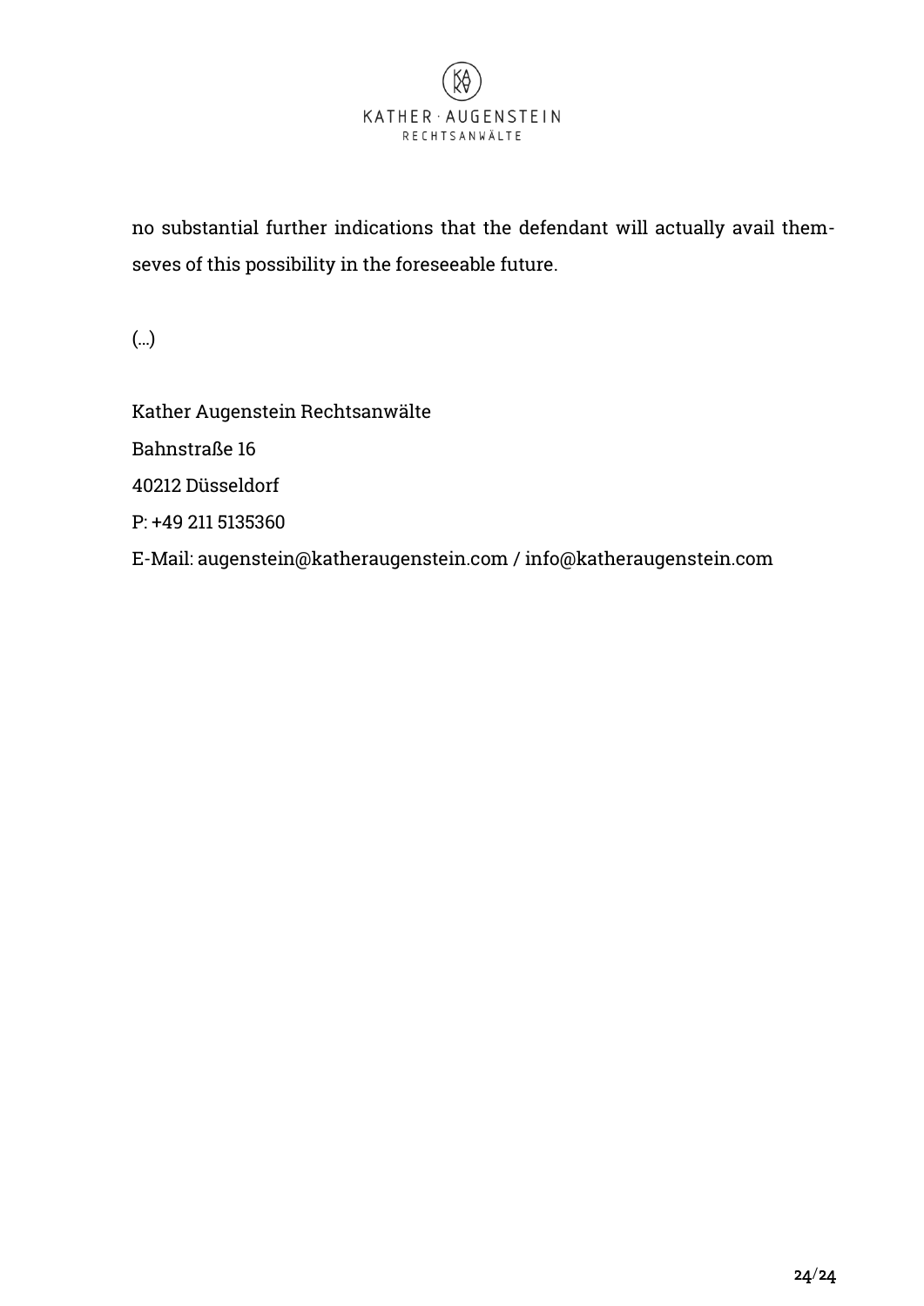no substantial further indications that the defendant will actually avail them-seves of this possibility in the foreseeable future.

(…)

Kather Augenstein Rechtsanwälte

Bahnstraße 16

40212 Düsseldorf

P: +49 211 5135360

E-Mail: augenstein@katheraugenstein.com / info@katheraugenstein.com